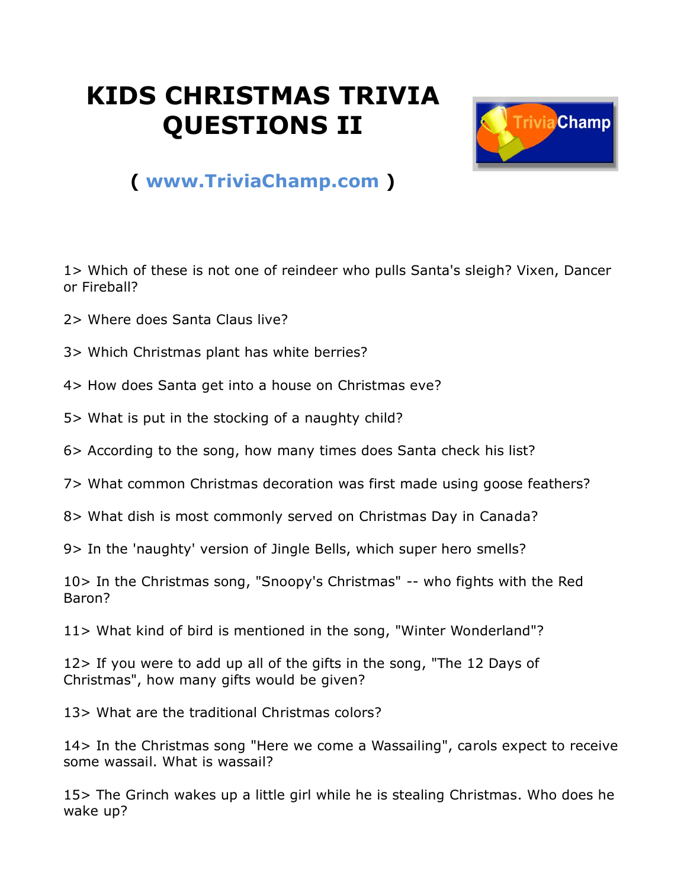# KIDS CHRISTMAS TRIVIA QUESTIONS II

( www.TriviaChamp.com )

1> Which of these is not one of reindeer who pulls Santa's sleigh? Vixen, Dancer or Fireball?

2> Where does Santa Claus live?

3> Which Christmas plant has white berries?

4> How does Santa get into a house on Christmas eve?

5> What is put in the stocking of a naughty child?

6> According to the song, how many times does Santa check his list?

7> What common Christmas decoration was first made using goose feathers?

8> What dish is most commonly served on Christmas Day in Canada?

9> In the 'naughty' version of Jingle Bells, which super hero smells?

10> In the Christmas song, "Snoopy's Christmas" -- who fights with the Red Baron?

11> What kind of bird is mentioned in the song, "Winter Wonderland"?

12> If you were to add up all of the gifts in the song, "The 12 Days of Christmas", how many gifts would be given?

13> What are the traditional Christmas colors?

14> In the Christmas song "Here we come a Wassailing", carols expect to receive some wassail. What is wassail?

15> The Grinch wakes up a little girl while he is stealing Christmas. Who does he wake up?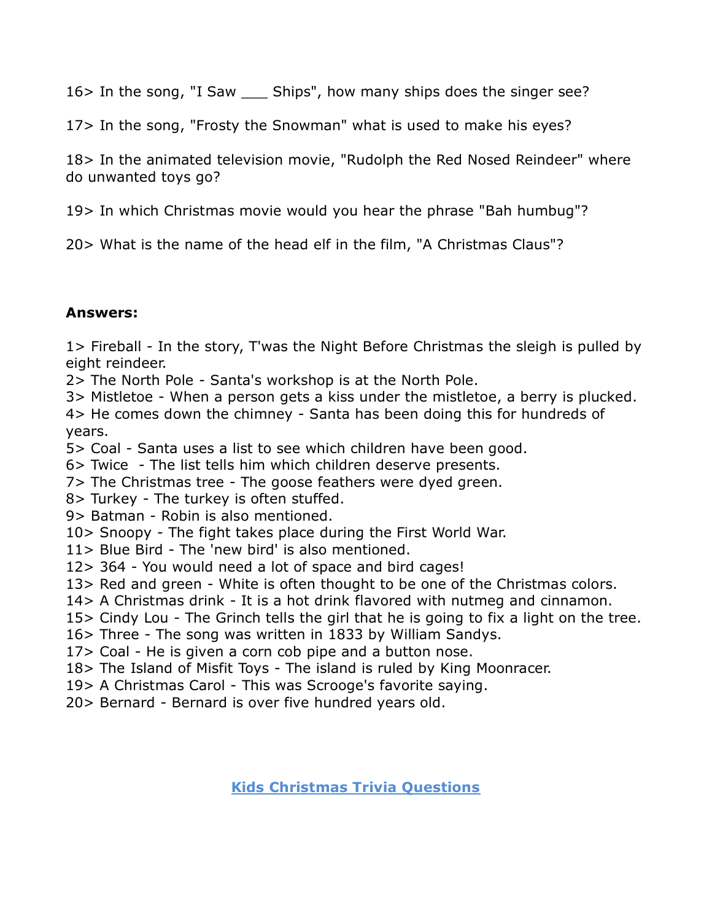16> In the song, "I Saw ___ Ships", how many ships does the singer see?

17> In the song, "Frosty the Snowman" what is used to make his eyes?

18> In the animated television movie, "Rudolph the Red Nosed Reindeer" where do unwanted toys go?

19> In which Christmas movie would you hear the phrase "Bah humbug"?

20> What is the name of the head elf in the film, "A Christmas Claus"?

**Answers:**

1> Fireball - In the story, T'was the Night Before Christmas the sleigh is pulled by eight reindeer.
2> The North Pole - Santa's workshop is at the North Pole.
3> Mistletoe - When a person gets a kiss under the mistletoe, a berry is plucked.
4> He comes down the chimney - Santa has been doing this for hundreds of years.
5> Coal - Santa uses a list to see which children have been good.
6> Twice - The list tells him which children deserve presents.
7> The Christmas tree - The goose feathers were dyed green.
8> Turkey - The turkey is often stuffed.
9> Batman - Robin is also mentioned.
10> Snoopy - The fight takes place during the First World War.
11> Blue Bird - The 'new bird' is also mentioned.
12> 364 - You would need a lot of space and bird cages!
13> Red and green - White is often thought to be one of the Christmas colors.
14> A Christmas drink - It is a hot drink flavored with nutmeg and cinnamon.
15> Cindy Lou - The Grinch tells the girl that he is going to fix a light on the tree.
16> Three - The song was written in 1833 by William Sandys.
17> Coal - He is given a corn cob pipe and a button nose.
18> The Island of Misfit Toys - The island is ruled by King Moonracer.
19> A Christmas Carol - This was Scrooge's favorite saying.
20> Bernard - Bernard is over five hundred years old.

[Kids Christmas Trivia Questions]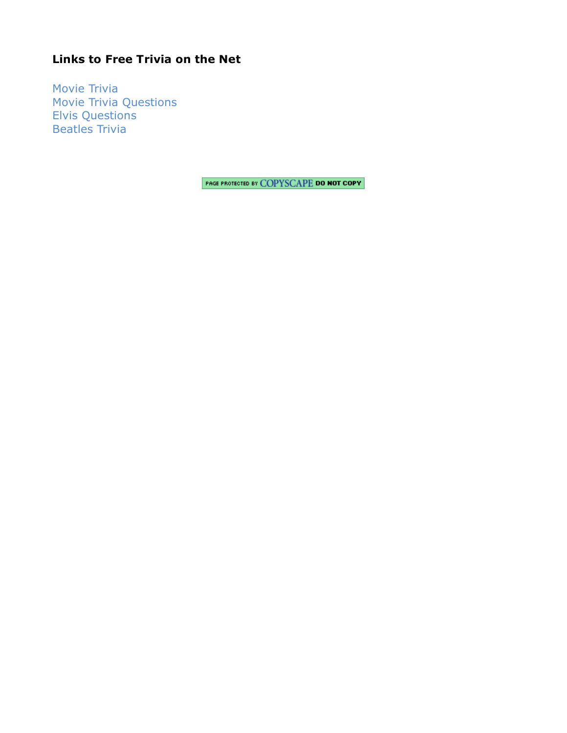**Links to Free Trivia on the Net**

Movie Trivia
Movie Trivia Questions
Elvis Questions
Beatles Trivia

PAGE PROTECTED BY COPYSCAPE DO NOT COPY